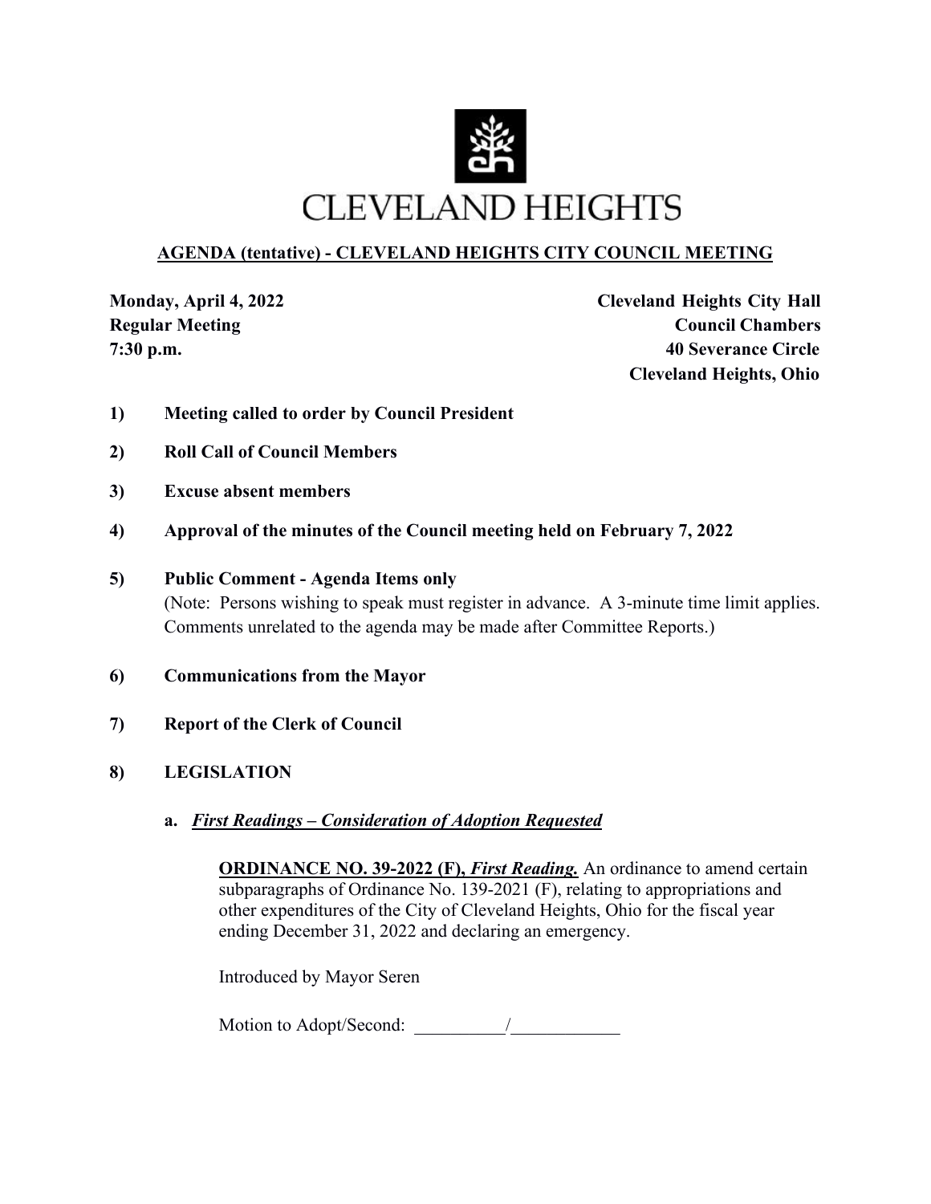# CLEVELAND HEIGHTS

## AGENDA (tentative) - CLEVELAND HEIGHTS CITY COUNCIL MEETING

**Monday, April 4, 2022**
**Regular Meeting**
**7:30 p.m.**

**Cleveland Heights City Hall**
**Council Chambers**
**40 Severance Circle**
**Cleveland Heights, Ohio**

**1) Meeting called to order by Council President**

**2) Roll Call of Council Members**

**3) Excuse absent members**

**4) Approval of the minutes of the Council meeting held on February 7, 2022**

**5) Public Comment - Agenda Items only**
(Note: Persons wishing to speak must register in advance. A 3-minute time limit applies. Comments unrelated to the agenda may be made after Committee Reports.)

**6) Communications from the Mayor**

**7) Report of the Clerk of Council**

**8) LEGISLATION**

**a. *First Readings – Consideration of Adoption Requested***

**ORDINANCE NO. 39-2022 (F), *First Reading.*** An ordinance to amend certain subparagraphs of Ordinance No. 139-2021 (F), relating to appropriations and other expenditures of the City of Cleveland Heights, Ohio for the fiscal year ending December 31, 2022 and declaring an emergency.

Introduced by Mayor Seren

Motion to Adopt/Second: __________/____________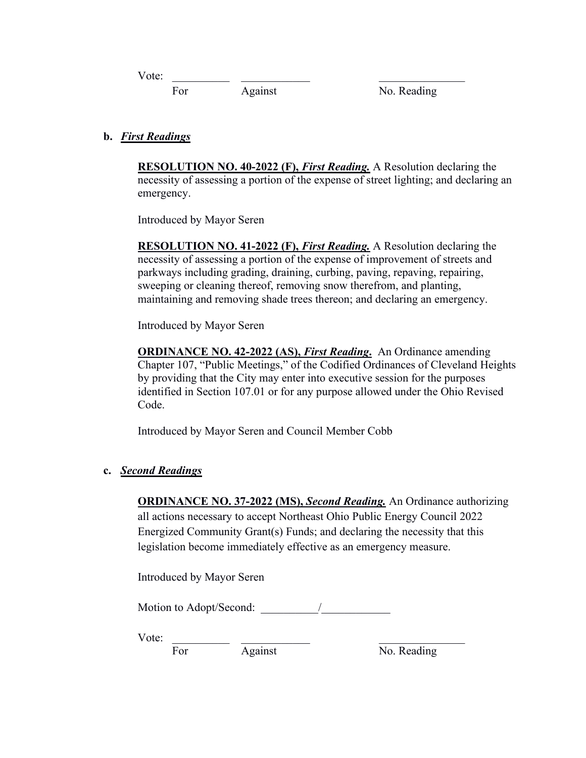Vote: __________ ____________ _______________
For Against No. Reading

**b. *First Readings***

**RESOLUTION NO. 40-2022 (F), *First Reading.*** A Resolution declaring the necessity of assessing a portion of the expense of street lighting; and declaring an emergency.

Introduced by Mayor Seren

**RESOLUTION NO. 41-2022 (F), *First Reading.*** A Resolution declaring the necessity of assessing a portion of the expense of improvement of streets and parkways including grading, draining, curbing, paving, repaving, repairing, sweeping or cleaning thereof, removing snow therefrom, and planting, maintaining and removing shade trees thereon; and declaring an emergency.

Introduced by Mayor Seren

**ORDINANCE NO. 42-2022 (AS), *First Reading*.** An Ordinance amending Chapter 107, "Public Meetings," of the Codified Ordinances of Cleveland Heights by providing that the City may enter into executive session for the purposes identified in Section 107.01 or for any purpose allowed under the Ohio Revised Code.

Introduced by Mayor Seren and Council Member Cobb

**c. *Second Readings***

**ORDINANCE NO. 37-2022 (MS), *Second Reading.*** An Ordinance authorizing all actions necessary to accept Northeast Ohio Public Energy Council 2022 Energized Community Grant(s) Funds; and declaring the necessity that this legislation become immediately effective as an emergency measure.

Introduced by Mayor Seren

Motion to Adopt/Second: __________/____________

Vote: __________ ____________ _______________
For Against No. Reading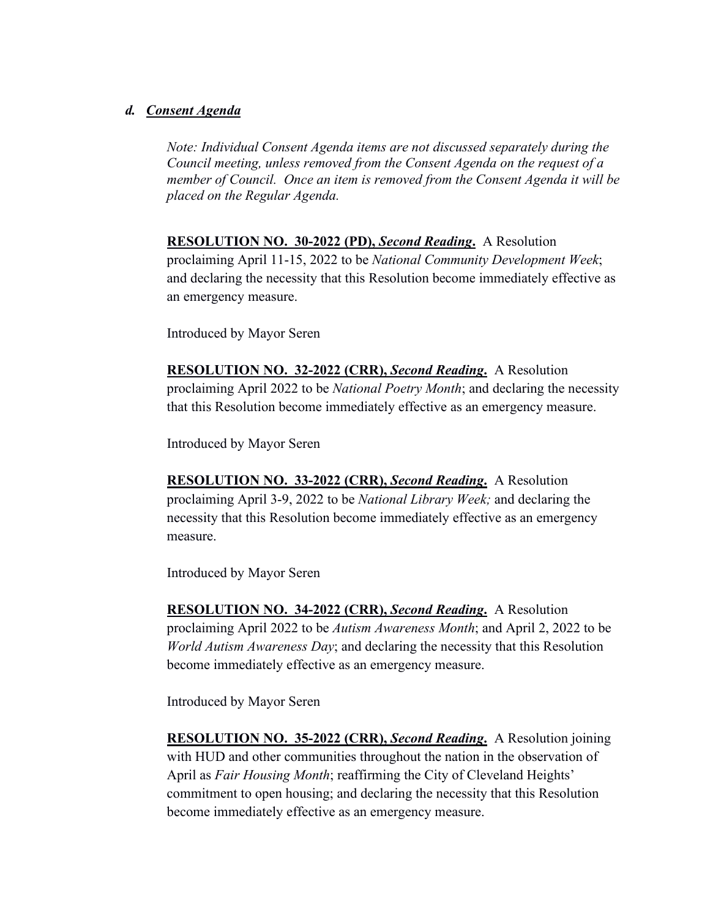***d. Consent Agenda***

*Note: Individual Consent Agenda items are not discussed separately during the Council meeting, unless removed from the Consent Agenda on the request of a member of Council. Once an item is removed from the Consent Agenda it will be placed on the Regular Agenda.*

**RESOLUTION NO. 30-2022 (PD), *Second Reading*.** A Resolution proclaiming April 11-15, 2022 to be *National Community Development Week*; and declaring the necessity that this Resolution become immediately effective as an emergency measure.

Introduced by Mayor Seren

**RESOLUTION NO. 32-2022 (CRR), *Second Reading*.** A Resolution proclaiming April 2022 to be *National Poetry Month*; and declaring the necessity that this Resolution become immediately effective as an emergency measure.

Introduced by Mayor Seren

**RESOLUTION NO. 33-2022 (CRR), *Second Reading*.** A Resolution proclaiming April 3-9, 2022 to be *National Library Week;* and declaring the necessity that this Resolution become immediately effective as an emergency measure.

Introduced by Mayor Seren

**RESOLUTION NO. 34-2022 (CRR), *Second Reading*.** A Resolution proclaiming April 2022 to be *Autism Awareness Month*; and April 2, 2022 to be *World Autism Awareness Day*; and declaring the necessity that this Resolution become immediately effective as an emergency measure.

Introduced by Mayor Seren

**RESOLUTION NO. 35-2022 (CRR), *Second Reading*.** A Resolution joining with HUD and other communities throughout the nation in the observation of April as *Fair Housing Month*; reaffirming the City of Cleveland Heights' commitment to open housing; and declaring the necessity that this Resolution become immediately effective as an emergency measure.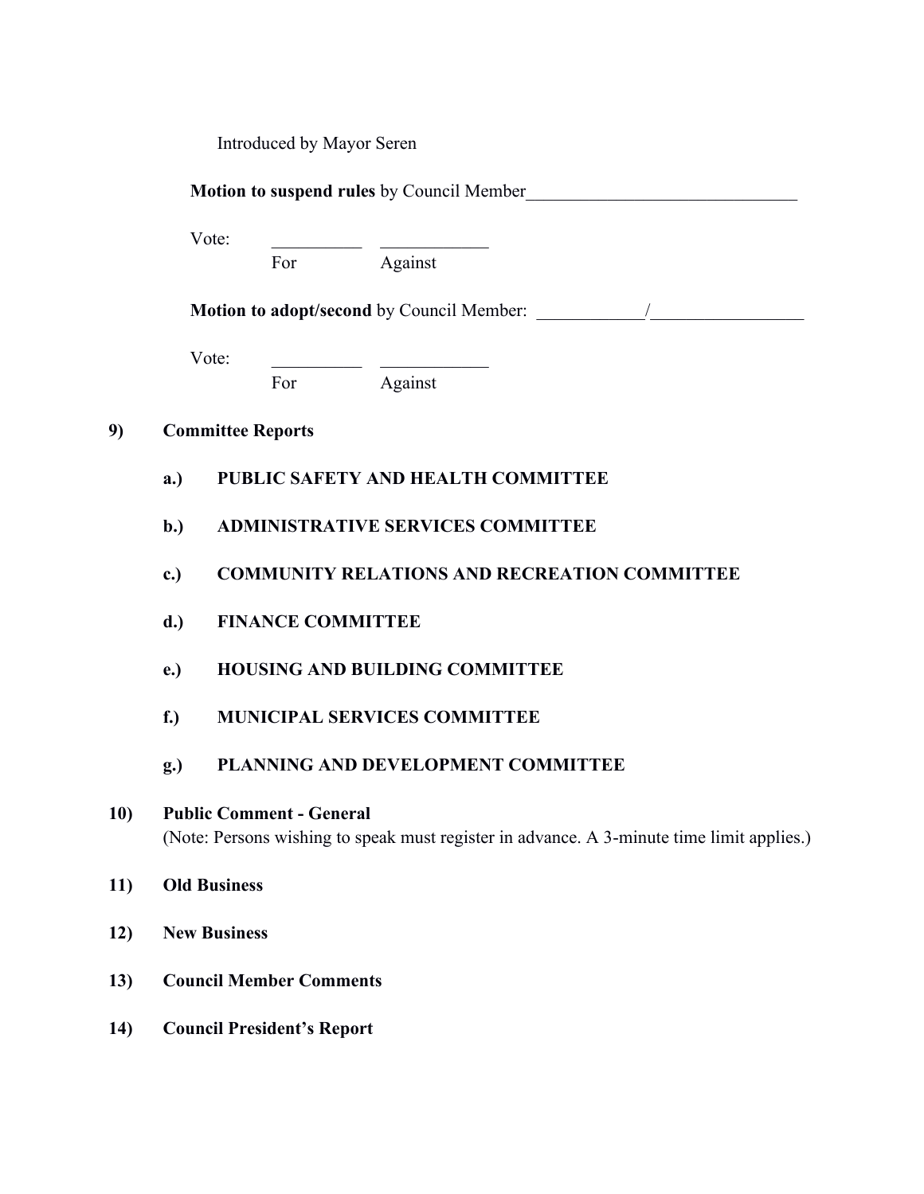Introduced by Mayor Seren

**Motion to suspend rules** by Council Member_______________________________

Vote: __________ ____________
For Against

**Motion to adopt/second** by Council Member: ____________/_________________

Vote: __________ ____________
For Against

**9) Committee Reports**

**a.) PUBLIC SAFETY AND HEALTH COMMITTEE**

**b.) ADMINISTRATIVE SERVICES COMMITTEE**

**c.) COMMUNITY RELATIONS AND RECREATION COMMITTEE**

**d.) FINANCE COMMITTEE**

**e.) HOUSING AND BUILDING COMMITTEE**

**f.) MUNICIPAL SERVICES COMMITTEE**

**g.) PLANNING AND DEVELOPMENT COMMITTEE**

**10) Public Comment - General**
(Note: Persons wishing to speak must register in advance. A 3-minute time limit applies.)

**11) Old Business**

**12) New Business**

**13) Council Member Comments**

**14) Council President's Report**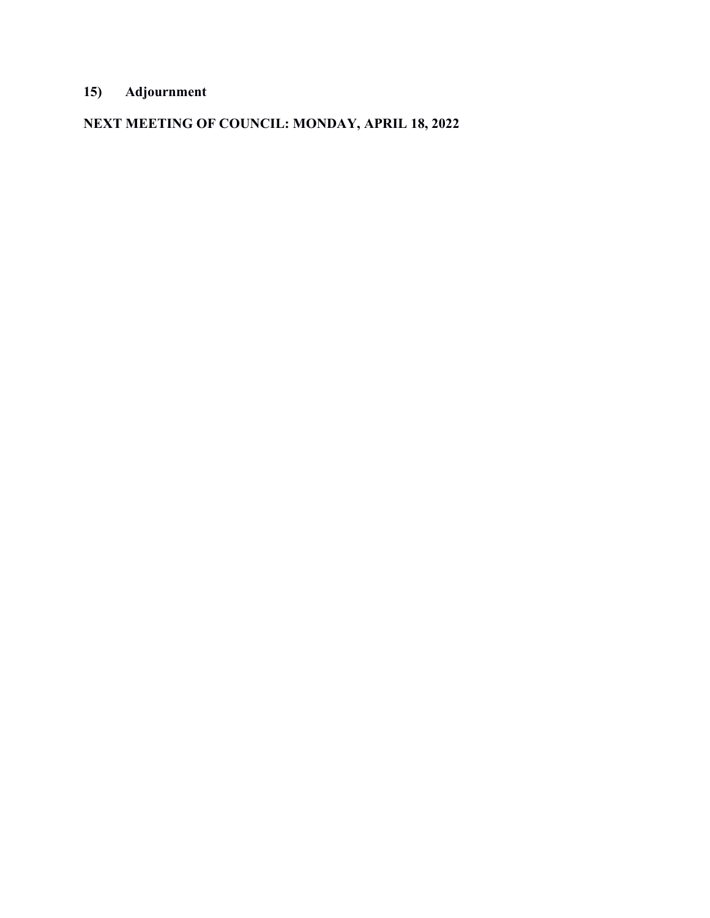**15) Adjournment**

**NEXT MEETING OF COUNCIL: MONDAY, APRIL 18, 2022**